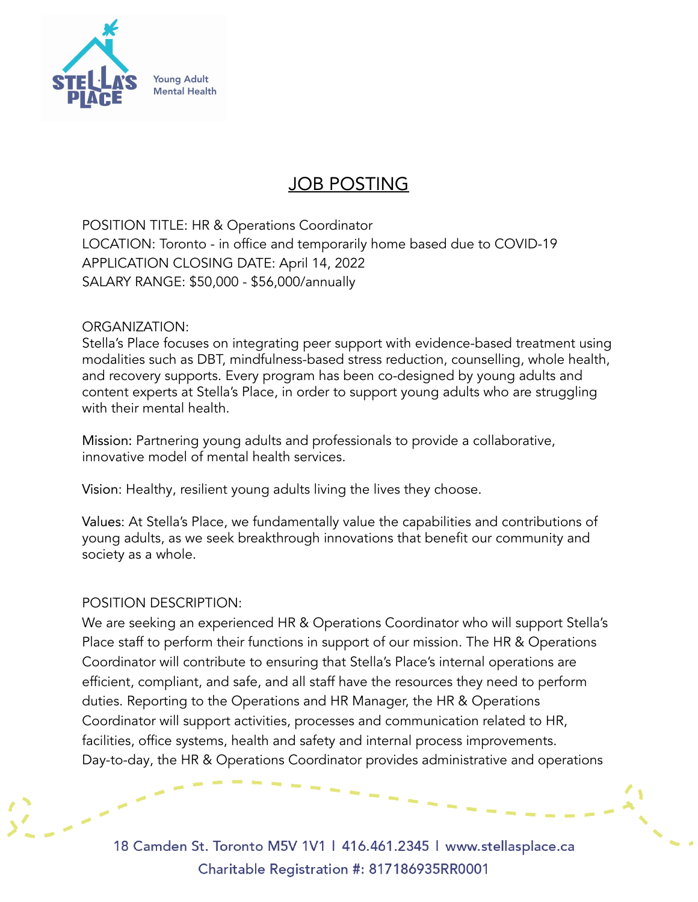# JOB POSTING

POSITION TITLE: HR & Operations Coordinator
LOCATION: Toronto - in office and temporarily home based due to COVID-19
APPLICATION CLOSING DATE: April 14, 2022
SALARY RANGE: $50,000 - $56,000/annually

ORGANIZATION:
Stella's Place focuses on integrating peer support with evidence-based treatment using modalities such as DBT, mindfulness-based stress reduction, counselling, whole health, and recovery supports. Every program has been co-designed by young adults and content experts at Stella's Place, in order to support young adults who are struggling with their mental health.

Mission: Partnering young adults and professionals to provide a collaborative, innovative model of mental health services.

Vision: Healthy, resilient young adults living the lives they choose.

Values: At Stella's Place, we fundamentally value the capabilities and contributions of young adults, as we seek breakthrough innovations that benefit our community and society as a whole.

POSITION DESCRIPTION:
We are seeking an experienced HR & Operations Coordinator who will support Stella's Place staff to perform their functions in support of our mission. The HR & Operations Coordinator will contribute to ensuring that Stella's Place's internal operations are efficient, compliant, and safe, and all staff have the resources they need to perform duties. Reporting to the Operations and HR Manager, the HR & Operations Coordinator will support activities, processes and communication related to HR, facilities, office systems, health and safety and internal process improvements. Day-to-day, the HR & Operations Coordinator provides administrative and operations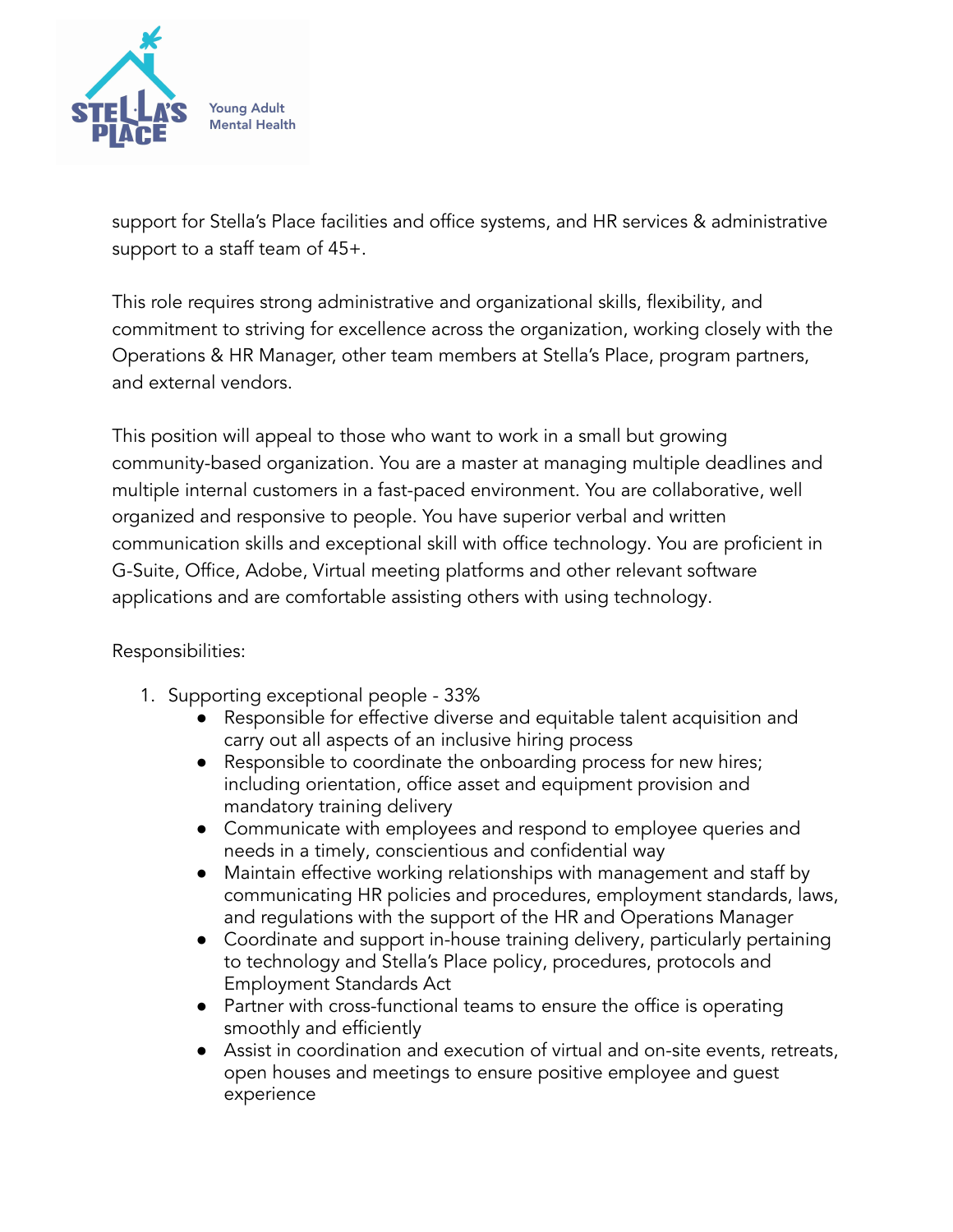support for Stella's Place facilities and office systems, and HR services & administrative support to a staff team of 45+.

This role requires strong administrative and organizational skills, flexibility, and commitment to striving for excellence across the organization, working closely with the Operations & HR Manager, other team members at Stella's Place, program partners, and external vendors.

This position will appeal to those who want to work in a small but growing community-based organization. You are a master at managing multiple deadlines and multiple internal customers in a fast-paced environment. You are collaborative, well organized and responsive to people. You have superior verbal and written communication skills and exceptional skill with office technology. You are proficient in G-Suite, Office, Adobe, Virtual meeting platforms and other relevant software applications and are comfortable assisting others with using technology.

Responsibilities:

1. Supporting exceptional people - 33%
   - Responsible for effective diverse and equitable talent acquisition and carry out all aspects of an inclusive hiring process
   - Responsible to coordinate the onboarding process for new hires; including orientation, office asset and equipment provision and mandatory training delivery
   - Communicate with employees and respond to employee queries and needs in a timely, conscientious and confidential way
   - Maintain effective working relationships with management and staff by communicating HR policies and procedures, employment standards, laws, and regulations with the support of the HR and Operations Manager
   - Coordinate and support in-house training delivery, particularly pertaining to technology and Stella's Place policy, procedures, protocols and Employment Standards Act
   - Partner with cross-functional teams to ensure the office is operating smoothly and efficiently
   - Assist in coordination and execution of virtual and on-site events, retreats, open houses and meetings to ensure positive employee and guest experience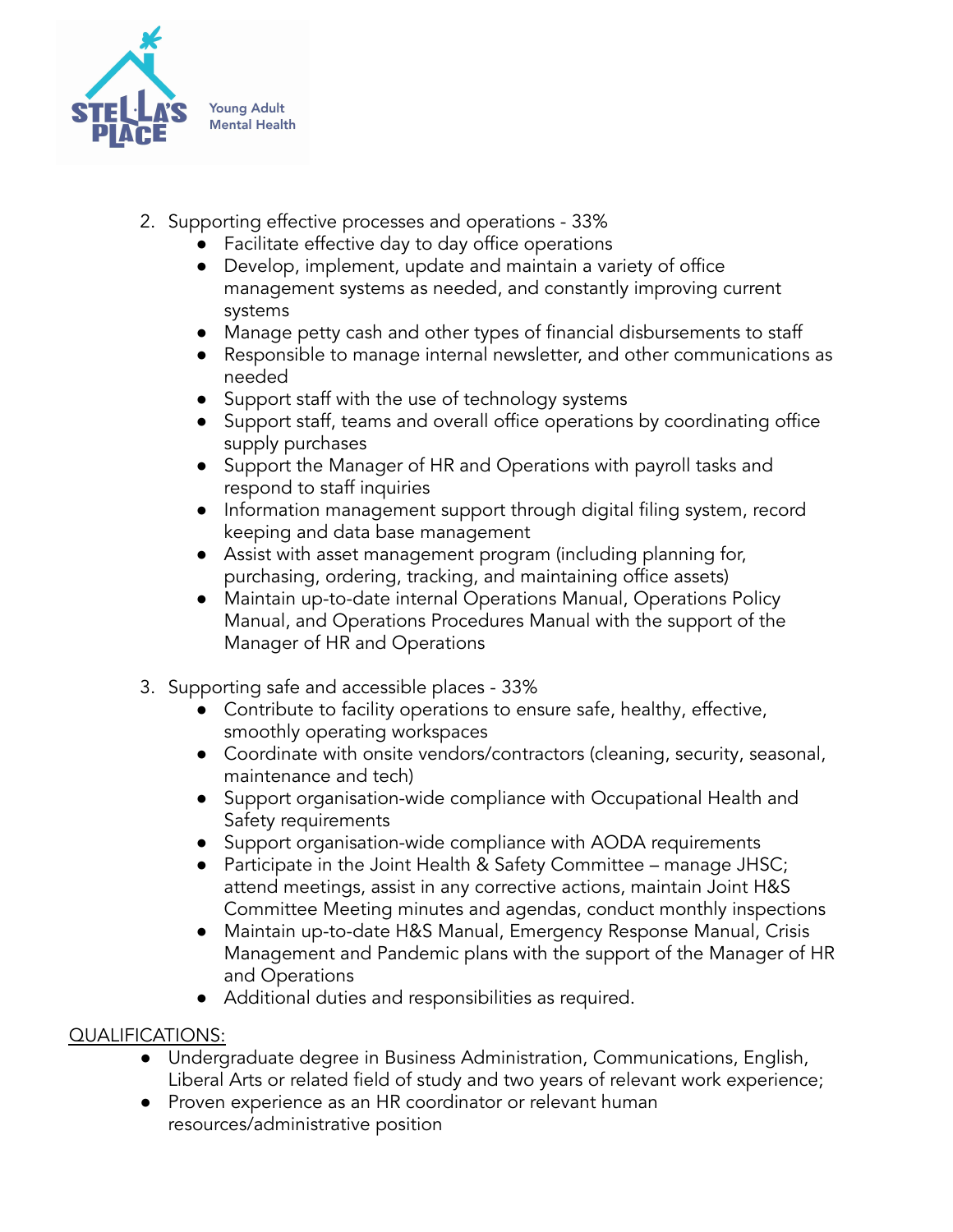2. Supporting effective processes and operations - 33%
    - Facilitate effective day to day office operations
    - Develop, implement, update and maintain a variety of office management systems as needed, and constantly improving current systems
    - Manage petty cash and other types of financial disbursements to staff
    - Responsible to manage internal newsletter, and other communications as needed
    - Support staff with the use of technology systems
    - Support staff, teams and overall office operations by coordinating office supply purchases
    - Support the Manager of HR and Operations with payroll tasks and respond to staff inquiries
    - Information management support through digital filing system, record keeping and data base management
    - Assist with asset management program (including planning for, purchasing, ordering, tracking, and maintaining office assets)
    - Maintain up-to-date internal Operations Manual, Operations Policy Manual, and Operations Procedures Manual with the support of the Manager of HR and Operations

3. Supporting safe and accessible places - 33%
    - Contribute to facility operations to ensure safe, healthy, effective, smoothly operating workspaces
    - Coordinate with onsite vendors/contractors (cleaning, security, seasonal, maintenance and tech)
    - Support organisation-wide compliance with Occupational Health and Safety requirements
    - Support organisation-wide compliance with AODA requirements
    - Participate in the Joint Health & Safety Committee – manage JHSC; attend meetings, assist in any corrective actions, maintain Joint H&S Committee Meeting minutes and agendas, conduct monthly inspections
    - Maintain up-to-date H&S Manual, Emergency Response Manual, Crisis Management and Pandemic plans with the support of the Manager of HR and Operations
    - Additional duties and responsibilities as required.

QUALIFICATIONS:

- Undergraduate degree in Business Administration, Communications, English, Liberal Arts or related field of study and two years of relevant work experience;
- Proven experience as an HR coordinator or relevant human resources/administrative position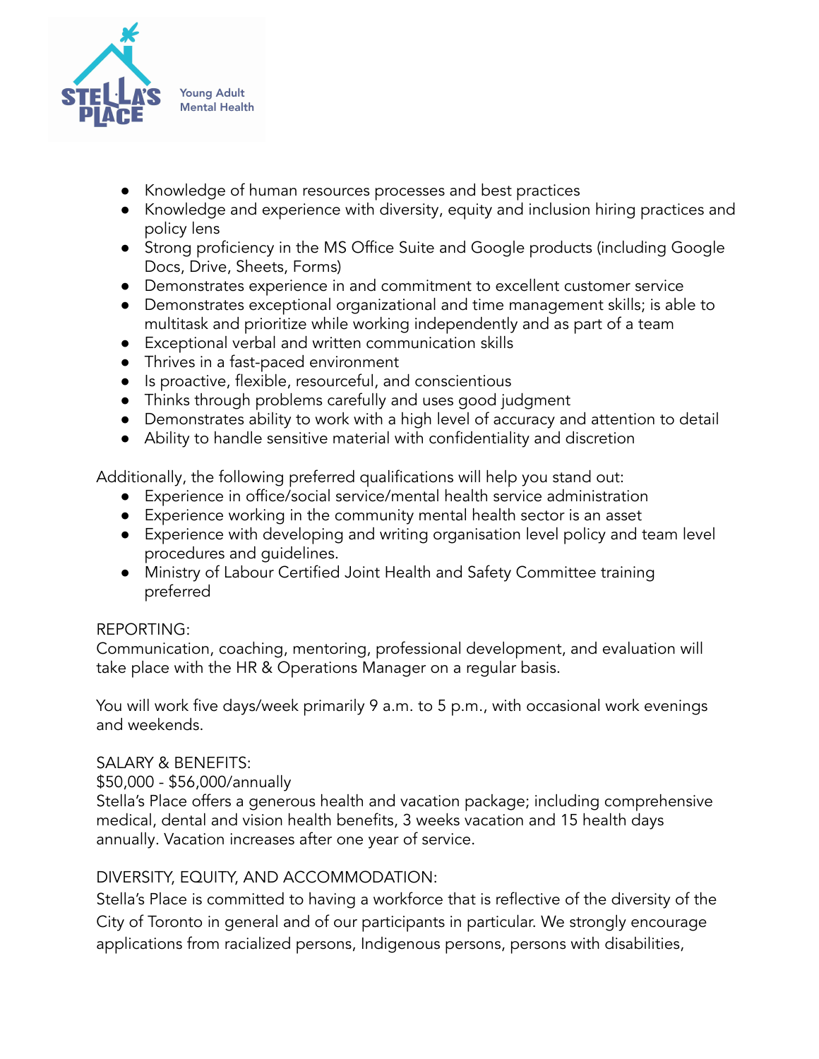- Knowledge of human resources processes and best practices
- Knowledge and experience with diversity, equity and inclusion hiring practices and policy lens
- Strong proficiency in the MS Office Suite and Google products (including Google Docs, Drive, Sheets, Forms)
- Demonstrates experience in and commitment to excellent customer service
- Demonstrates exceptional organizational and time management skills; is able to multitask and prioritize while working independently and as part of a team
- Exceptional verbal and written communication skills
- Thrives in a fast-paced environment
- Is proactive, flexible, resourceful, and conscientious
- Thinks through problems carefully and uses good judgment
- Demonstrates ability to work with a high level of accuracy and attention to detail
- Ability to handle sensitive material with confidentiality and discretion

Additionally, the following preferred qualifications will help you stand out:

- Experience in office/social service/mental health service administration
- Experience working in the community mental health sector is an asset
- Experience with developing and writing organisation level policy and team level procedures and guidelines.
- Ministry of Labour Certified Joint Health and Safety Committee training preferred

REPORTING:
Communication, coaching, mentoring, professional development, and evaluation will take place with the HR & Operations Manager on a regular basis.

You will work five days/week primarily 9 a.m. to 5 p.m., with occasional work evenings and weekends.

SALARY & BENEFITS:
$50,000 - $56,000/annually
Stella's Place offers a generous health and vacation package; including comprehensive medical, dental and vision health benefits, 3 weeks vacation and 15 health days annually. Vacation increases after one year of service.

DIVERSITY, EQUITY, AND ACCOMMODATION:
Stella's Place is committed to having a workforce that is reflective of the diversity of the City of Toronto in general and of our participants in particular. We strongly encourage applications from racialized persons, Indigenous persons, persons with disabilities,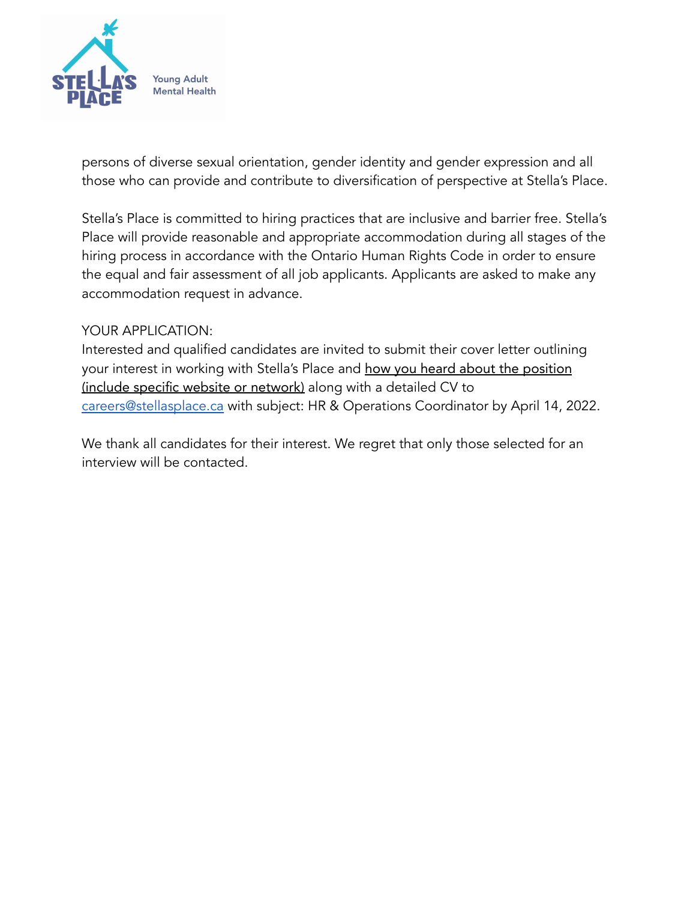persons of diverse sexual orientation, gender identity and gender expression and all those who can provide and contribute to diversification of perspective at Stella's Place.

Stella's Place is committed to hiring practices that are inclusive and barrier free. Stella's Place will provide reasonable and appropriate accommodation during all stages of the hiring process in accordance with the Ontario Human Rights Code in order to ensure the equal and fair assessment of all job applicants. Applicants are asked to make any accommodation request in advance.

YOUR APPLICATION:
Interested and qualified candidates are invited to submit their cover letter outlining your interest in working with Stella's Place and how you heard about the position (include specific website or network) along with a detailed CV to careers@stellasplace.ca with subject: HR & Operations Coordinator by April 14, 2022.

We thank all candidates for their interest. We regret that only those selected for an interview will be contacted.